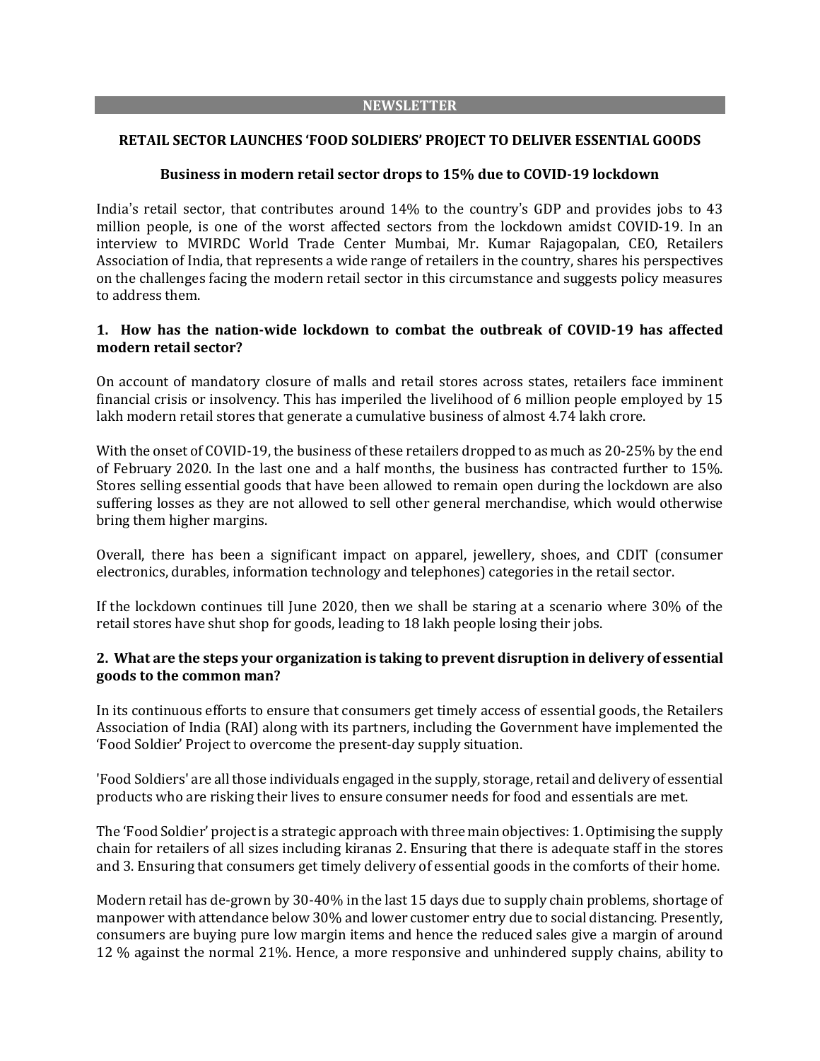**NEWSLETTER**

## RETAIL SECTOR LAUNCHES 'FOOD SOLDIERS' PROJECT TO DELIVER ESSENTIAL GOODS

### Business in modern retail sector drops to 15% due to COVID-19 lockdown

India's retail sector, that contributes around 14% to the country's GDP and provides jobs to 43 million people, is one of the worst affected sectors from the lockdown amidst COVID-19. In an interview to MVIRDC World Trade Center Mumbai, Mr. Kumar Rajagopalan, CEO, Retailers Association of India, that represents a wide range of retailers in the country, shares his perspectives on the challenges facing the modern retail sector in this circumstance and suggests policy measures to address them.

**1. How has the nation-wide lockdown to combat the outbreak of COVID-19 has affected modern retail sector?**

On account of mandatory closure of malls and retail stores across states, retailers face imminent financial crisis or insolvency. This has imperiled the livelihood of 6 million people employed by 15 lakh modern retail stores that generate a cumulative business of almost 4.74 lakh crore.

With the onset of COVID-19, the business of these retailers dropped to as much as 20-25% by the end of February 2020. In the last one and a half months, the business has contracted further to 15%. Stores selling essential goods that have been allowed to remain open during the lockdown are also suffering losses as they are not allowed to sell other general merchandise, which would otherwise bring them higher margins.

Overall, there has been a significant impact on apparel, jewellery, shoes, and CDIT (consumer electronics, durables, information technology and telephones) categories in the retail sector.

If the lockdown continues till June 2020, then we shall be staring at a scenario where 30% of the retail stores have shut shop for goods, leading to 18 lakh people losing their jobs.

**2. What are the steps your organization is taking to prevent disruption in delivery of essential goods to the common man?**

In its continuous efforts to ensure that consumers get timely access of essential goods, the Retailers Association of India (RAI) along with its partners, including the Government have implemented the 'Food Soldier' Project to overcome the present-day supply situation.

'Food Soldiers' are all those individuals engaged in the supply, storage, retail and delivery of essential products who are risking their lives to ensure consumer needs for food and essentials are met.

The 'Food Soldier' project is a strategic approach with three main objectives: 1. Optimising the supply chain for retailers of all sizes including kiranas 2. Ensuring that there is adequate staff in the stores and 3. Ensuring that consumers get timely delivery of essential goods in the comforts of their home.

Modern retail has de-grown by 30-40% in the last 15 days due to supply chain problems, shortage of manpower with attendance below 30% and lower customer entry due to social distancing. Presently, consumers are buying pure low margin items and hence the reduced sales give a margin of around 12 % against the normal 21%. Hence, a more responsive and unhindered supply chains, ability to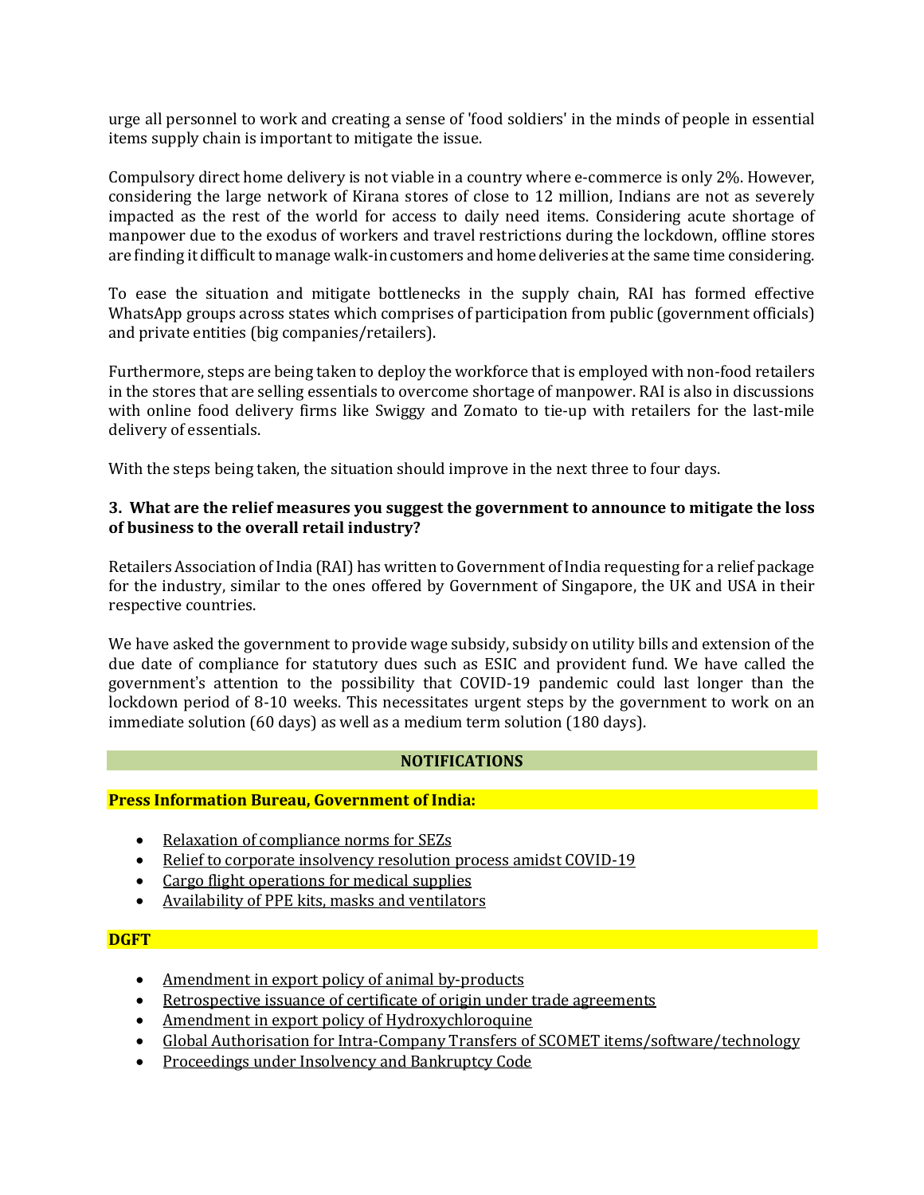urge all personnel to work and creating a sense of 'food soldiers' in the minds of people in essential items supply chain is important to mitigate the issue.

Compulsory direct home delivery is not viable in a country where e-commerce is only 2%. However, considering the large network of Kirana stores of close to 12 million, Indians are not as severely impacted as the rest of the world for access to daily need items. Considering acute shortage of manpower due to the exodus of workers and travel restrictions during the lockdown, offline stores are finding it difficult to manage walk-in customers and home deliveries at the same time considering.

To ease the situation and mitigate bottlenecks in the supply chain, RAI has formed effective WhatsApp groups across states which comprises of participation from public (government officials) and private entities (big companies/retailers).

Furthermore, steps are being taken to deploy the workforce that is employed with non-food retailers in the stores that are selling essentials to overcome shortage of manpower. RAI is also in discussions with online food delivery firms like Swiggy and Zomato to tie-up with retailers for the last-mile delivery of essentials.

With the steps being taken, the situation should improve in the next three to four days.

### 3. What are the relief measures you suggest the government to announce to mitigate the loss of business to the overall retail industry?

Retailers Association of India (RAI) has written to Government of India requesting for a relief package for the industry, similar to the ones offered by Government of Singapore, the UK and USA in their respective countries.

We have asked the government to provide wage subsidy, subsidy on utility bills and extension of the due date of compliance for statutory dues such as ESIC and provident fund. We have called the government's attention to the possibility that COVID-19 pandemic could last longer than the lockdown period of 8-10 weeks. This necessitates urgent steps by the government to work on an immediate solution (60 days) as well as a medium term solution (180 days).

## NOTIFICATIONS

### Press Information Bureau, Government of India:

- Relaxation of compliance norms for SEZs
- Relief to corporate insolvency resolution process amidst COVID-19
- Cargo flight operations for medical supplies
- Availability of PPE kits, masks and ventilators

### DGFT

- Amendment in export policy of animal by-products
- Retrospective issuance of certificate of origin under trade agreements
- Amendment in export policy of Hydroxychloroquine
- Global Authorisation for Intra-Company Transfers of SCOMET items/software/technology
- Proceedings under Insolvency and Bankruptcy Code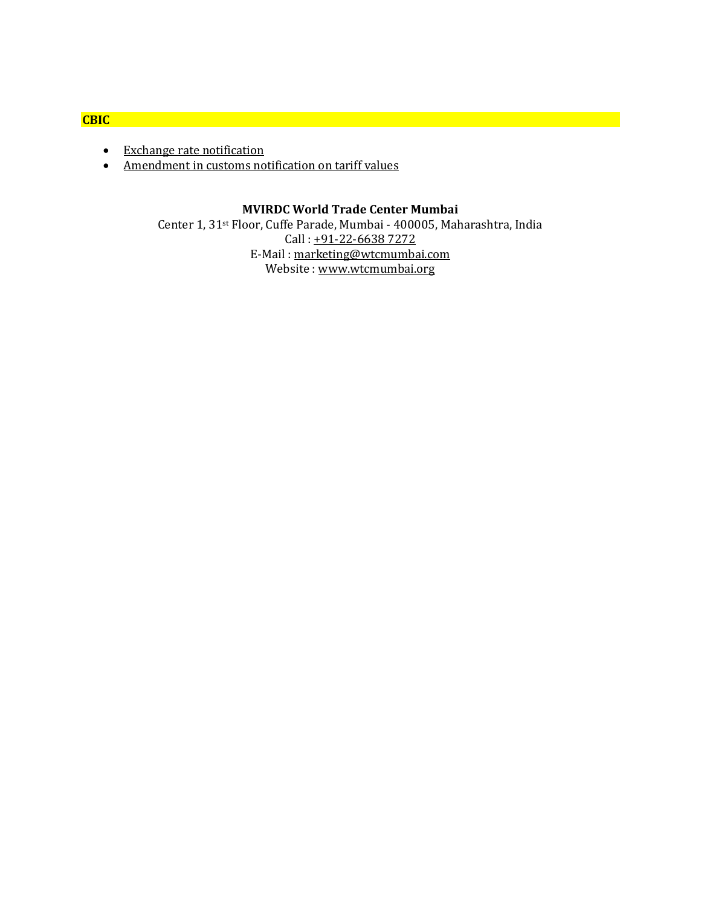**CBIC**

- Exchange rate notification
- Amendment in customs notification on tariff values

**MVIRDC World Trade Center Mumbai**
Center 1, 31st Floor, Cuffe Parade, Mumbai - 400005, Maharashtra, India
Call : +91-22-6638 7272
E-Mail : marketing@wtcmumbai.com
Website : www.wtcmumbai.org